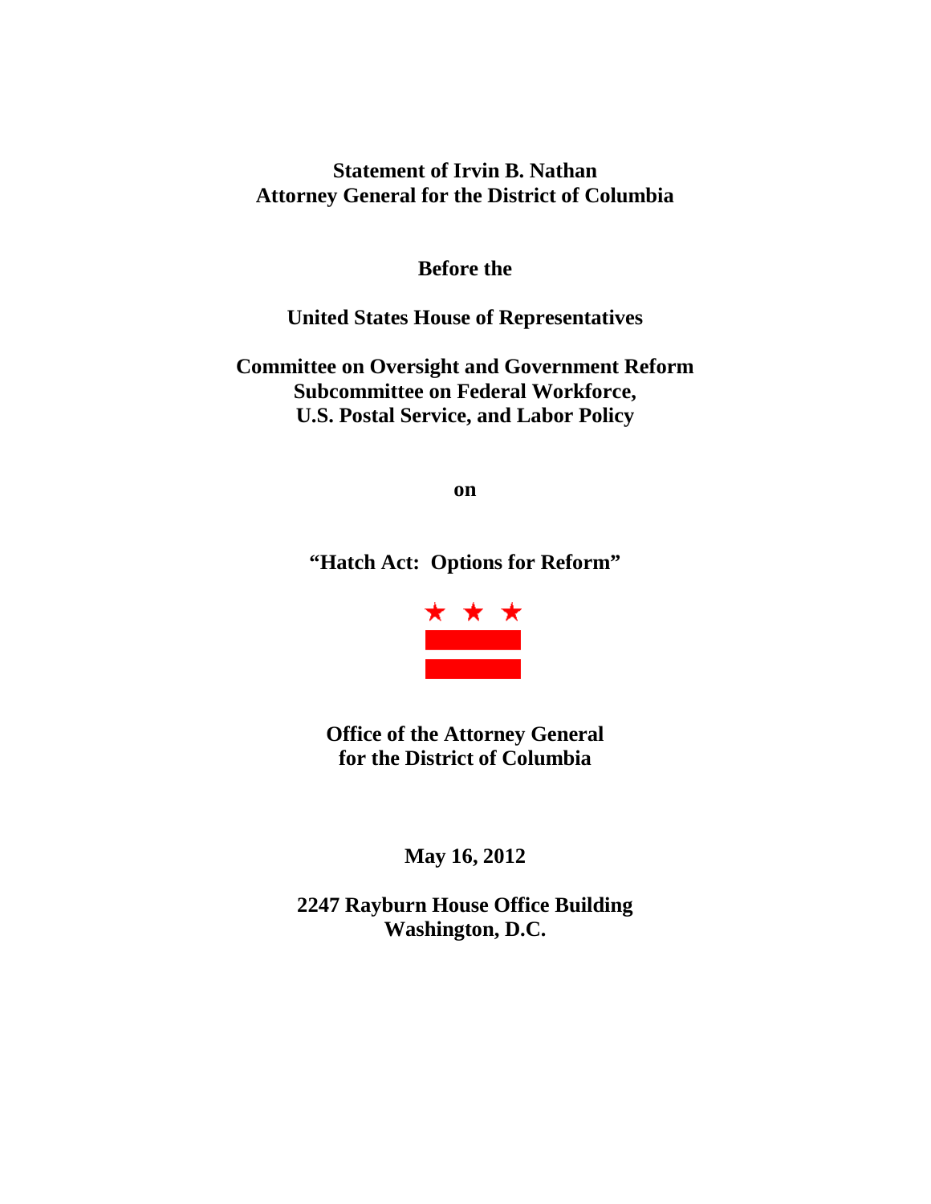**Statement of Irvin B. Nathan**
**Attorney General for the District of Columbia**

**Before the**

**United States House of Representatives**

**Committee on Oversight and Government Reform**
**Subcommittee on Federal Workforce,**
**U.S. Postal Service, and Labor Policy**

**on**

**"Hatch Act: Options for Reform"**

**Office of the Attorney General**
**for the District of Columbia**

**May 16, 2012**

**2247 Rayburn House Office Building**
**Washington, D.C.**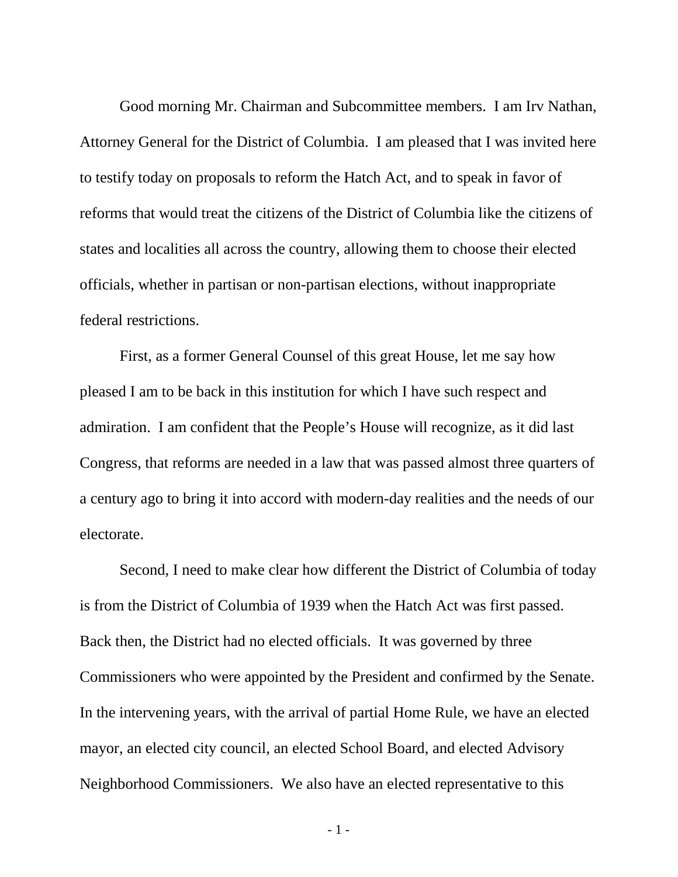Good morning Mr. Chairman and Subcommittee members. I am Irv Nathan, Attorney General for the District of Columbia. I am pleased that I was invited here to testify today on proposals to reform the Hatch Act, and to speak in favor of reforms that would treat the citizens of the District of Columbia like the citizens of states and localities all across the country, allowing them to choose their elected officials, whether in partisan or non-partisan elections, without inappropriate federal restrictions.

First, as a former General Counsel of this great House, let me say how pleased I am to be back in this institution for which I have such respect and admiration. I am confident that the People's House will recognize, as it did last Congress, that reforms are needed in a law that was passed almost three quarters of a century ago to bring it into accord with modern-day realities and the needs of our electorate.

Second, I need to make clear how different the District of Columbia of today is from the District of Columbia of 1939 when the Hatch Act was first passed. Back then, the District had no elected officials. It was governed by three Commissioners who were appointed by the President and confirmed by the Senate. In the intervening years, with the arrival of partial Home Rule, we have an elected mayor, an elected city council, an elected School Board, and elected Advisory Neighborhood Commissioners. We also have an elected representative to this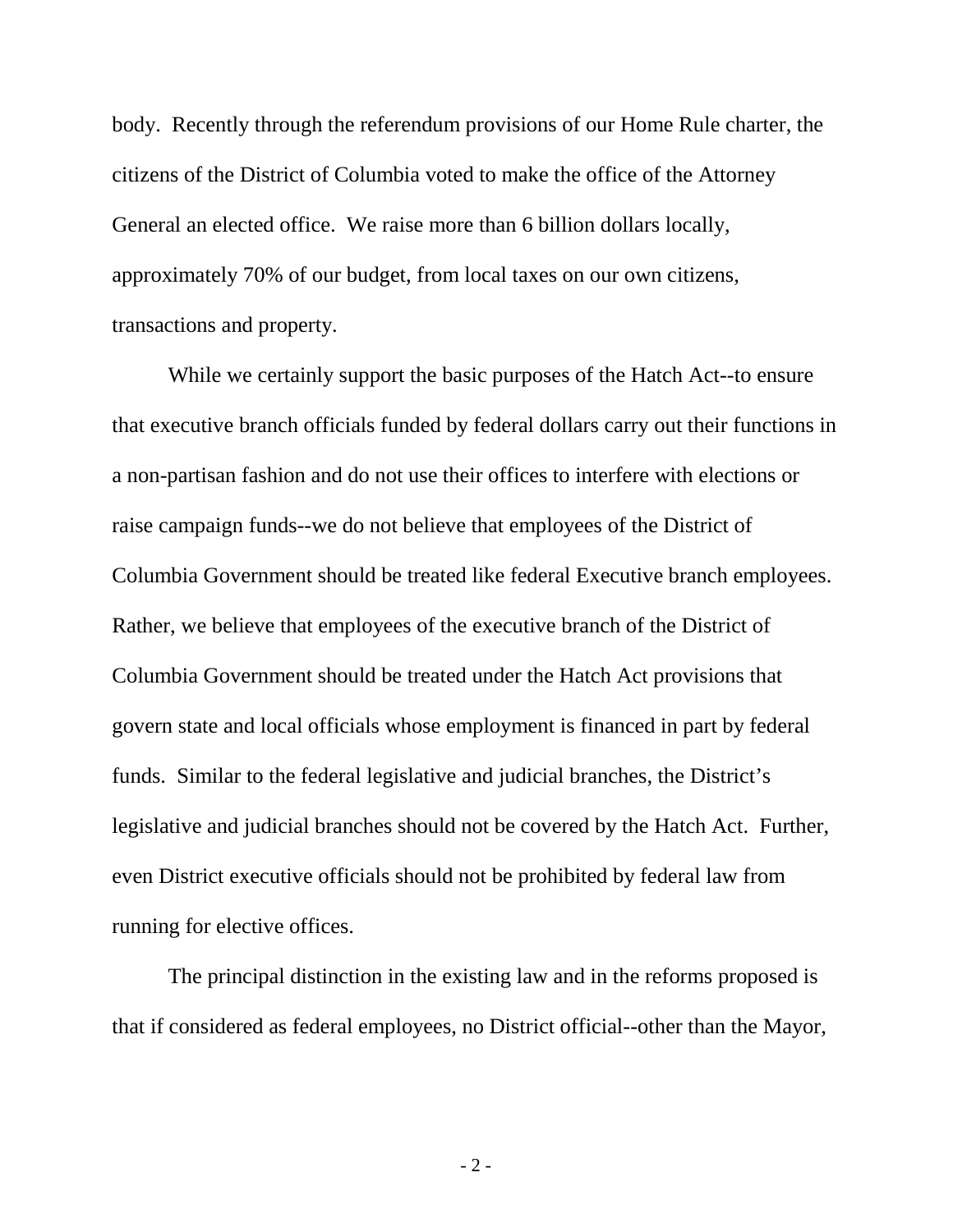body. Recently through the referendum provisions of our Home Rule charter, the citizens of the District of Columbia voted to make the office of the Attorney General an elected office. We raise more than 6 billion dollars locally, approximately 70% of our budget, from local taxes on our own citizens, transactions and property.

While we certainly support the basic purposes of the Hatch Act--to ensure that executive branch officials funded by federal dollars carry out their functions in a non-partisan fashion and do not use their offices to interfere with elections or raise campaign funds--we do not believe that employees of the District of Columbia Government should be treated like federal Executive branch employees. Rather, we believe that employees of the executive branch of the District of Columbia Government should be treated under the Hatch Act provisions that govern state and local officials whose employment is financed in part by federal funds. Similar to the federal legislative and judicial branches, the District's legislative and judicial branches should not be covered by the Hatch Act. Further, even District executive officials should not be prohibited by federal law from running for elective offices.

The principal distinction in the existing law and in the reforms proposed is that if considered as federal employees, no District official--other than the Mayor,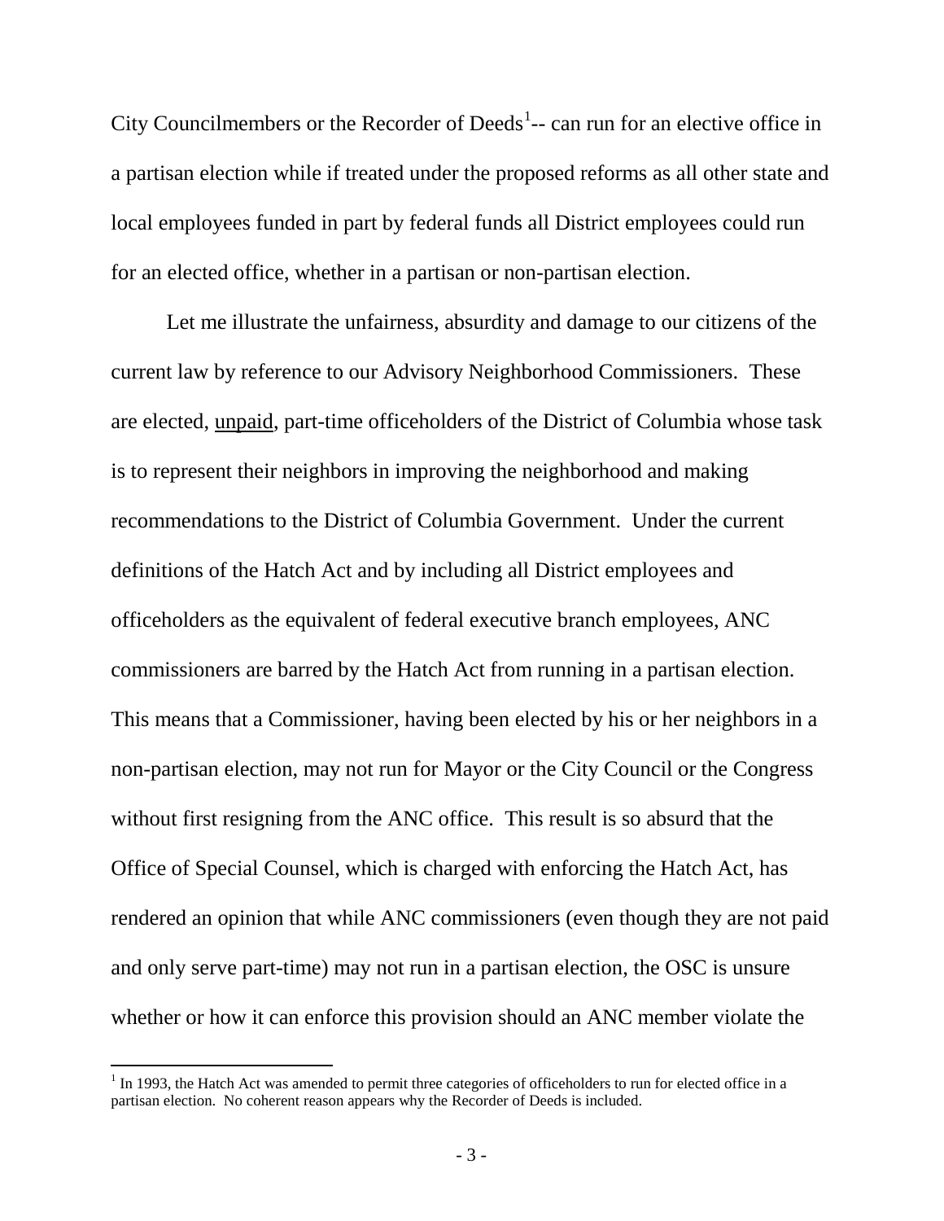City Councilmembers or the Recorder of Deeds[1]-- can run for an elective office in a partisan election while if treated under the proposed reforms as all other state and local employees funded in part by federal funds all District employees could run for an elected office, whether in a partisan or non-partisan election.

Let me illustrate the unfairness, absurdity and damage to our citizens of the current law by reference to our Advisory Neighborhood Commissioners. These are elected, unpaid, part-time officeholders of the District of Columbia whose task is to represent their neighbors in improving the neighborhood and making recommendations to the District of Columbia Government. Under the current definitions of the Hatch Act and by including all District employees and officeholders as the equivalent of federal executive branch employees, ANC commissioners are barred by the Hatch Act from running in a partisan election. This means that a Commissioner, having been elected by his or her neighbors in a non-partisan election, may not run for Mayor or the City Council or the Congress without first resigning from the ANC office. This result is so absurd that the Office of Special Counsel, which is charged with enforcing the Hatch Act, has rendered an opinion that while ANC commissioners (even though they are not paid and only serve part-time) may not run in a partisan election, the OSC is unsure whether or how it can enforce this provision should an ANC member violate the

---

[1] In 1993, the Hatch Act was amended to permit three categories of officeholders to run for elected office in a partisan election. No coherent reason appears why the Recorder of Deeds is included.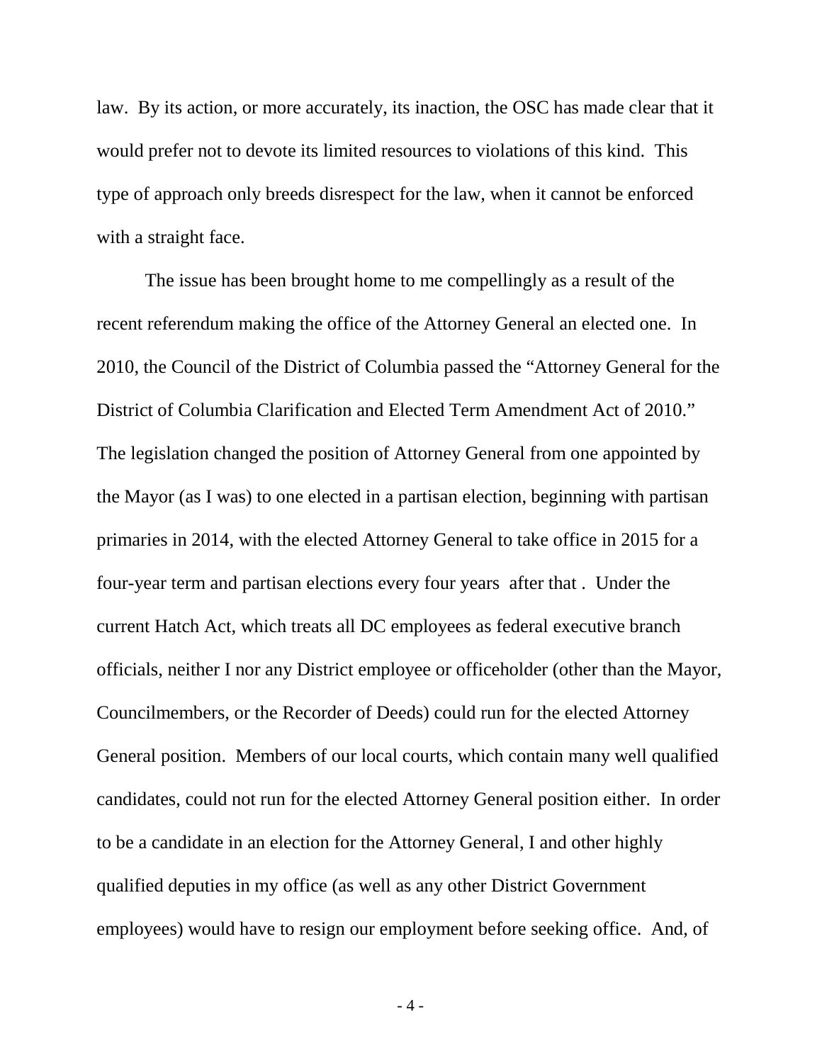law. By its action, or more accurately, its inaction, the OSC has made clear that it would prefer not to devote its limited resources to violations of this kind. This type of approach only breeds disrespect for the law, when it cannot be enforced with a straight face.

The issue has been brought home to me compellingly as a result of the recent referendum making the office of the Attorney General an elected one. In 2010, the Council of the District of Columbia passed the "Attorney General for the District of Columbia Clarification and Elected Term Amendment Act of 2010." The legislation changed the position of Attorney General from one appointed by the Mayor (as I was) to one elected in a partisan election, beginning with partisan primaries in 2014, with the elected Attorney General to take office in 2015 for a four-year term and partisan elections every four years after that. Under the current Hatch Act, which treats all DC employees as federal executive branch officials, neither I nor any District employee or officeholder (other than the Mayor, Councilmembers, or the Recorder of Deeds) could run for the elected Attorney General position. Members of our local courts, which contain many well qualified candidates, could not run for the elected Attorney General position either. In order to be a candidate in an election for the Attorney General, I and other highly qualified deputies in my office (as well as any other District Government employees) would have to resign our employment before seeking office. And, of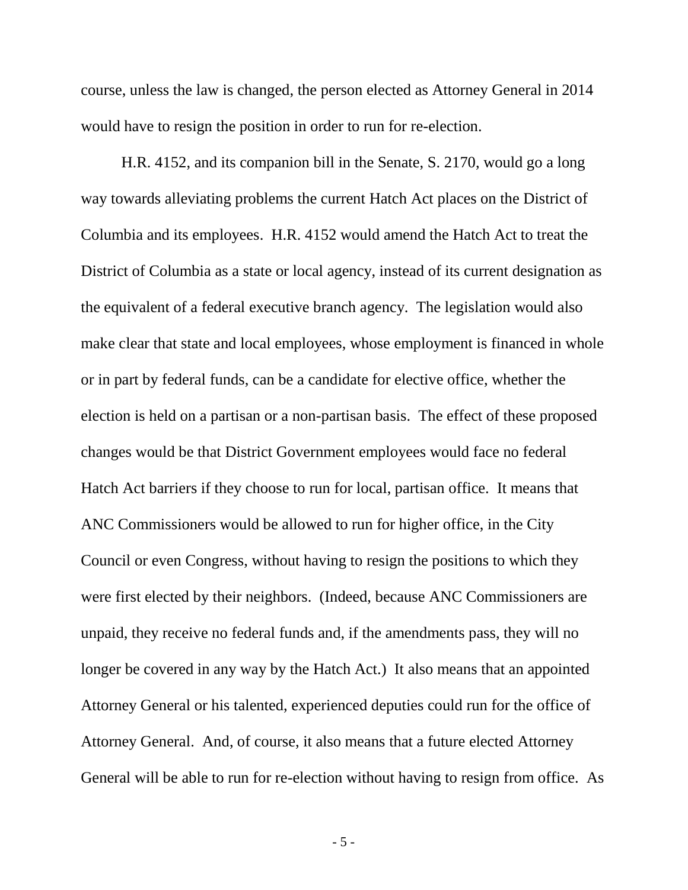course, unless the law is changed, the person elected as Attorney General in 2014 would have to resign the position in order to run for re-election.

H.R. 4152, and its companion bill in the Senate, S. 2170, would go a long way towards alleviating problems the current Hatch Act places on the District of Columbia and its employees. H.R. 4152 would amend the Hatch Act to treat the District of Columbia as a state or local agency, instead of its current designation as the equivalent of a federal executive branch agency. The legislation would also make clear that state and local employees, whose employment is financed in whole or in part by federal funds, can be a candidate for elective office, whether the election is held on a partisan or a non-partisan basis. The effect of these proposed changes would be that District Government employees would face no federal Hatch Act barriers if they choose to run for local, partisan office. It means that ANC Commissioners would be allowed to run for higher office, in the City Council or even Congress, without having to resign the positions to which they were first elected by their neighbors. (Indeed, because ANC Commissioners are unpaid, they receive no federal funds and, if the amendments pass, they will no longer be covered in any way by the Hatch Act.) It also means that an appointed Attorney General or his talented, experienced deputies could run for the office of Attorney General. And, of course, it also means that a future elected Attorney General will be able to run for re-election without having to resign from office. As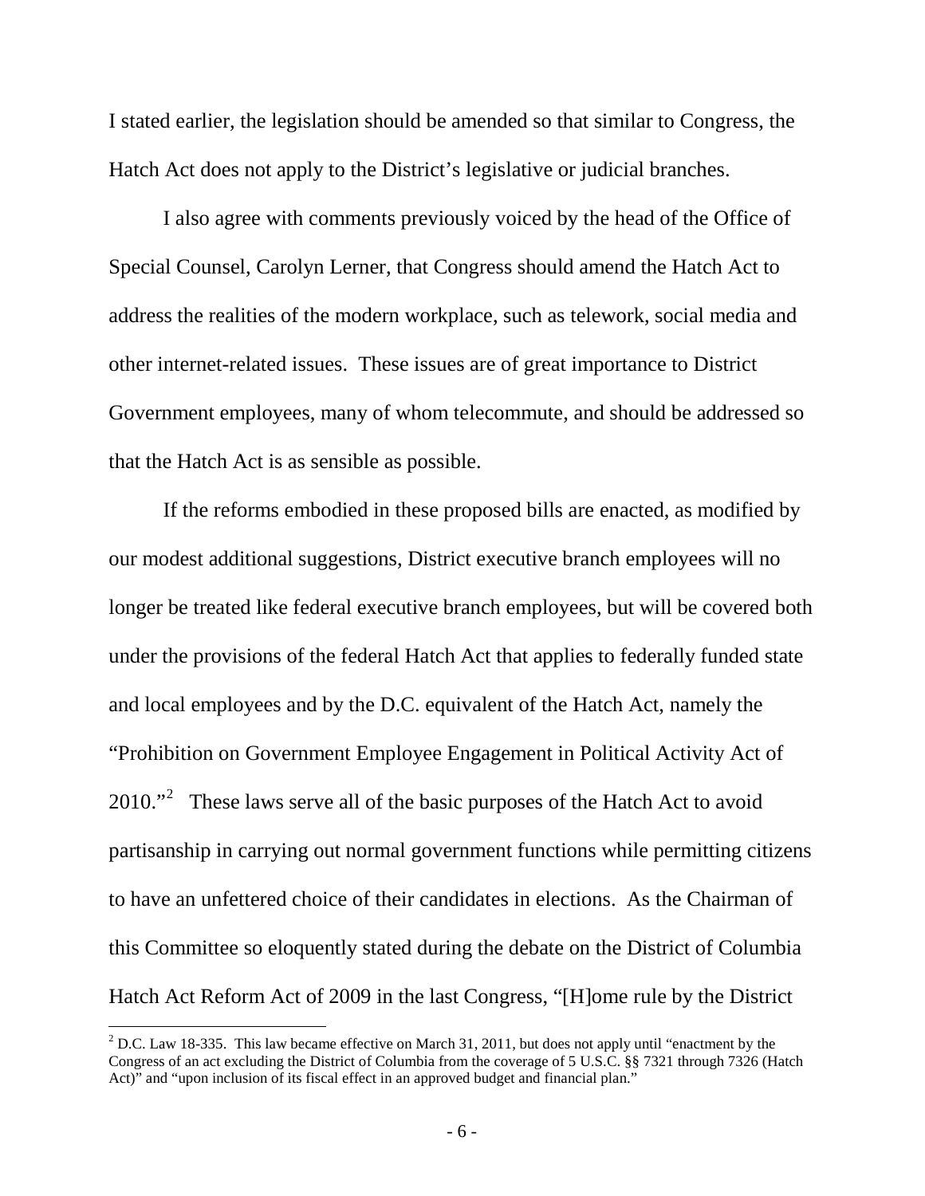I stated earlier, the legislation should be amended so that similar to Congress, the Hatch Act does not apply to the District's legislative or judicial branches.

I also agree with comments previously voiced by the head of the Office of Special Counsel, Carolyn Lerner, that Congress should amend the Hatch Act to address the realities of the modern workplace, such as telework, social media and other internet-related issues. These issues are of great importance to District Government employees, many of whom telecommute, and should be addressed so that the Hatch Act is as sensible as possible.

If the reforms embodied in these proposed bills are enacted, as modified by our modest additional suggestions, District executive branch employees will no longer be treated like federal executive branch employees, but will be covered both under the provisions of the federal Hatch Act that applies to federally funded state and local employees and by the D.C. equivalent of the Hatch Act, namely the "Prohibition on Government Employee Engagement in Political Activity Act of 2010."[2] These laws serve all of the basic purposes of the Hatch Act to avoid partisanship in carrying out normal government functions while permitting citizens to have an unfettered choice of their candidates in elections. As the Chairman of this Committee so eloquently stated during the debate on the District of Columbia Hatch Act Reform Act of 2009 in the last Congress, "[H]ome rule by the District

[2] D.C. Law 18-335. This law became effective on March 31, 2011, but does not apply until "enactment by the Congress of an act excluding the District of Columbia from the coverage of 5 U.S.C. §§ 7321 through 7326 (Hatch Act)" and "upon inclusion of its fiscal effect in an approved budget and financial plan."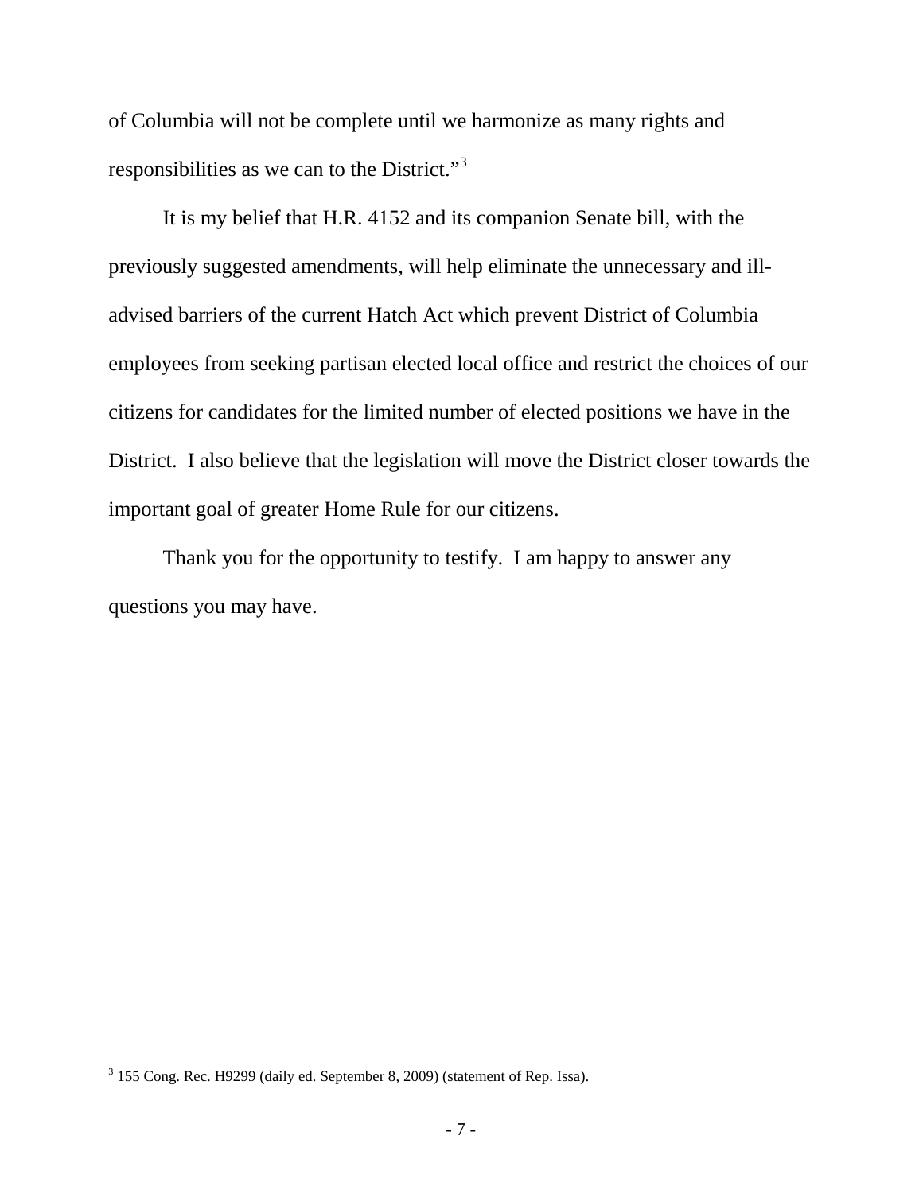of Columbia will not be complete until we harmonize as many rights and responsibilities as we can to the District."[3]

It is my belief that H.R. 4152 and its companion Senate bill, with the previously suggested amendments, will help eliminate the unnecessary and ill-advised barriers of the current Hatch Act which prevent District of Columbia employees from seeking partisan elected local office and restrict the choices of our citizens for candidates for the limited number of elected positions we have in the District. I also believe that the legislation will move the District closer towards the important goal of greater Home Rule for our citizens.

Thank you for the opportunity to testify. I am happy to answer any questions you may have.

[3] 155 Cong. Rec. H9299 (daily ed. September 8, 2009) (statement of Rep. Issa).